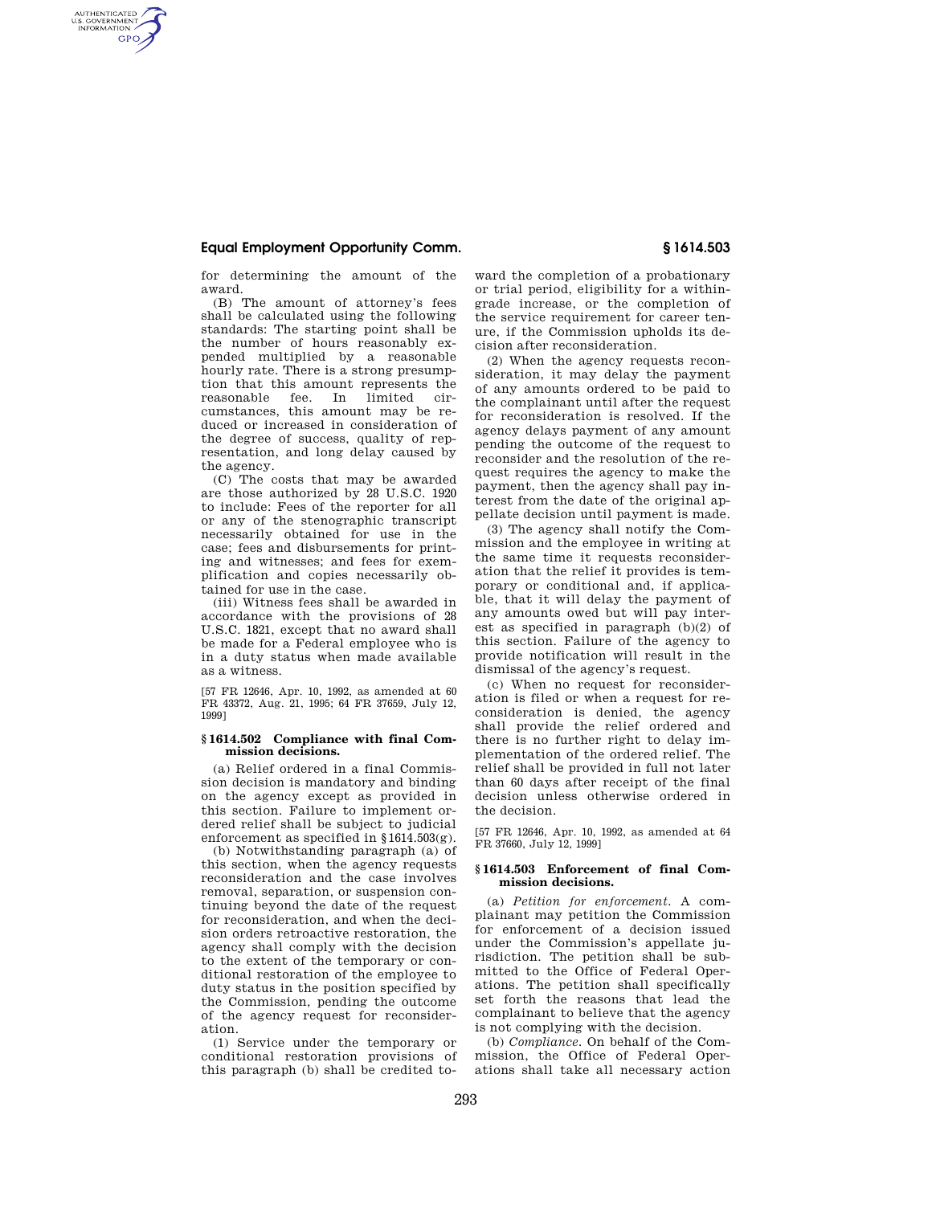for determining the amount of the award.

(B) The amount of attorney's fees shall be calculated using the following standards: The starting point shall be the number of hours reasonably expended multiplied by a reasonable hourly rate. There is a strong presumption that this amount represents the reasonable fee. In limited circumstances, this amount may be reduced or increased in consideration of the degree of success, quality of representation, and long delay caused by the agency.

(C) The costs that may be awarded are those authorized by 28 U.S.C. 1920 to include: Fees of the reporter for all or any of the stenographic transcript necessarily obtained for use in the case; fees and disbursements for printing and witnesses; and fees for exemplification and copies necessarily obtained for use in the case.

(iii) Witness fees shall be awarded in accordance with the provisions of 28 U.S.C. 1821, except that no award shall be made for a Federal employee who is in a duty status when made available as a witness.

[57 FR 12646, Apr. 10, 1992, as amended at 60 FR 43372, Aug. 21, 1995; 64 FR 37659, July 12, 1999]

### § 1614.502 Compliance with final Commission decisions.

(a) Relief ordered in a final Commission decision is mandatory and binding on the agency except as provided in this section. Failure to implement ordered relief shall be subject to judicial enforcement as specified in §1614.503(g).

(b) Notwithstanding paragraph (a) of this section, when the agency requests reconsideration and the case involves removal, separation, or suspension continuing beyond the date of the request for reconsideration, and when the decision orders retroactive restoration, the agency shall comply with the decision to the extent of the temporary or conditional restoration of the employee to duty status in the position specified by the Commission, pending the outcome of the agency request for reconsideration.

(1) Service under the temporary or conditional restoration provisions of this paragraph (b) shall be credited toward the completion of a probationary or trial period, eligibility for a within-grade increase, or the completion of the service requirement for career tenure, if the Commission upholds its decision after reconsideration.

(2) When the agency requests reconsideration, it may delay the payment of any amounts ordered to be paid to the complainant until after the request for reconsideration is resolved. If the agency delays payment of any amount pending the outcome of the request to reconsider and the resolution of the request requires the agency to make the payment, then the agency shall pay interest from the date of the original appellate decision until payment is made.

(3) The agency shall notify the Commission and the employee in writing at the same time it requests reconsideration that the relief it provides is temporary or conditional and, if applicable, that it will delay the payment of any amounts owed but will pay interest as specified in paragraph (b)(2) of this section. Failure of the agency to provide notification will result in the dismissal of the agency's request.

(c) When no request for reconsideration is filed or when a request for reconsideration is denied, the agency shall provide the relief ordered and there is no further right to delay implementation of the ordered relief. The relief shall be provided in full not later than 60 days after receipt of the final decision unless otherwise ordered in the decision.

[57 FR 12646, Apr. 10, 1992, as amended at 64 FR 37660, July 12, 1999]

### § 1614.503 Enforcement of final Commission decisions.

(a) *Petition for enforcement.* A complainant may petition the Commission for enforcement of a decision issued under the Commission's appellate jurisdiction. The petition shall be submitted to the Office of Federal Operations. The petition shall specifically set forth the reasons that lead the complainant to believe that the agency is not complying with the decision.

(b) *Compliance.* On behalf of the Commission, the Office of Federal Operations shall take all necessary action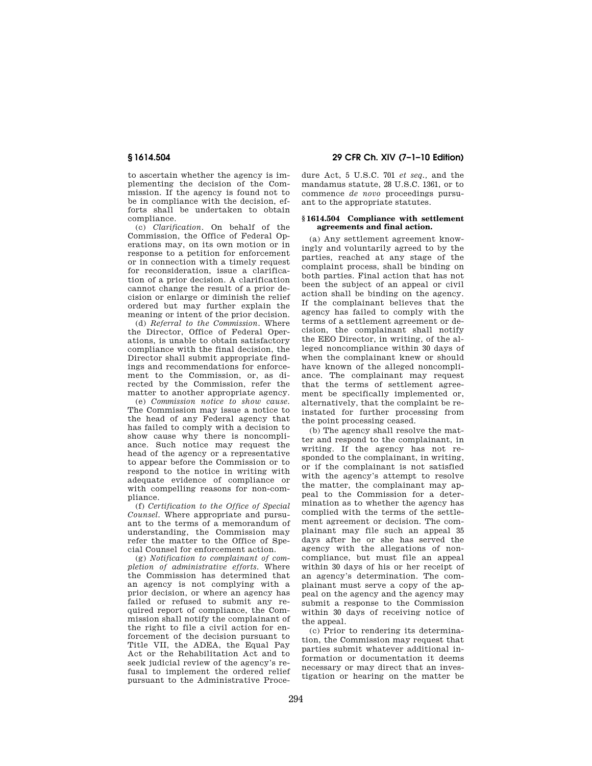to ascertain whether the agency is implementing the decision of the Commission. If the agency is found not to be in compliance with the decision, efforts shall be undertaken to obtain compliance.

(c) *Clarification.* On behalf of the Commission, the Office of Federal Operations may, on its own motion or in response to a petition for enforcement or in connection with a timely request for reconsideration, issue a clarification of a prior decision. A clarification cannot change the result of a prior decision or enlarge or diminish the relief ordered but may further explain the meaning or intent of the prior decision.

(d) *Referral to the Commission.* Where the Director, Office of Federal Operations, is unable to obtain satisfactory compliance with the final decision, the Director shall submit appropriate findings and recommendations for enforcement to the Commission, or, as directed by the Commission, refer the matter to another appropriate agency.

(e) *Commission notice to show cause.* The Commission may issue a notice to the head of any Federal agency that has failed to comply with a decision to show cause why there is noncompliance. Such notice may request the head of the agency or a representative to appear before the Commission or to respond to the notice in writing with adequate evidence of compliance or with compelling reasons for non-compliance.

(f) *Certification to the Office of Special Counsel.* Where appropriate and pursuant to the terms of a memorandum of understanding, the Commission may refer the matter to the Office of Special Counsel for enforcement action.

(g) *Notification to complainant of completion of administrative efforts.* Where the Commission has determined that an agency is not complying with a prior decision, or where an agency has failed or refused to submit any required report of compliance, the Commission shall notify the complainant of the right to file a civil action for enforcement of the decision pursuant to Title VII, the ADEA, the Equal Pay Act or the Rehabilitation Act and to seek judicial review of the agency's refusal to implement the ordered relief pursuant to the Administrative Procedure Act, 5 U.S.C. 701 *et seq.*, and the mandamus statute, 28 U.S.C. 1361, or to commence *de novo* proceedings pursuant to the appropriate statutes.

### § 1614.504 Compliance with settlement agreements and final action.

(a) Any settlement agreement knowingly and voluntarily agreed to by the parties, reached at any stage of the complaint process, shall be binding on both parties. Final action that has not been the subject of an appeal or civil action shall be binding on the agency. If the complainant believes that the agency has failed to comply with the terms of a settlement agreement or decision, the complainant shall notify the EEO Director, in writing, of the alleged noncompliance within 30 days of when the complainant knew or should have known of the alleged noncompliance. The complainant may request that the terms of settlement agreement be specifically implemented or, alternatively, that the complaint be reinstated for further processing from the point processing ceased.

(b) The agency shall resolve the matter and respond to the complainant, in writing. If the agency has not responded to the complainant, in writing, or if the complainant is not satisfied with the agency's attempt to resolve the matter, the complainant may appeal to the Commission for a determination as to whether the agency has complied with the terms of the settlement agreement or decision. The complainant may file such an appeal 35 days after he or she has served the agency with the allegations of noncompliance, but must file an appeal within 30 days of his or her receipt of an agency's determination. The complainant must serve a copy of the appeal on the agency and the agency may submit a response to the Commission within 30 days of receiving notice of the appeal.

(c) Prior to rendering its determination, the Commission may request that parties submit whatever additional information or documentation it deems necessary or may direct that an investigation or hearing on the matter be